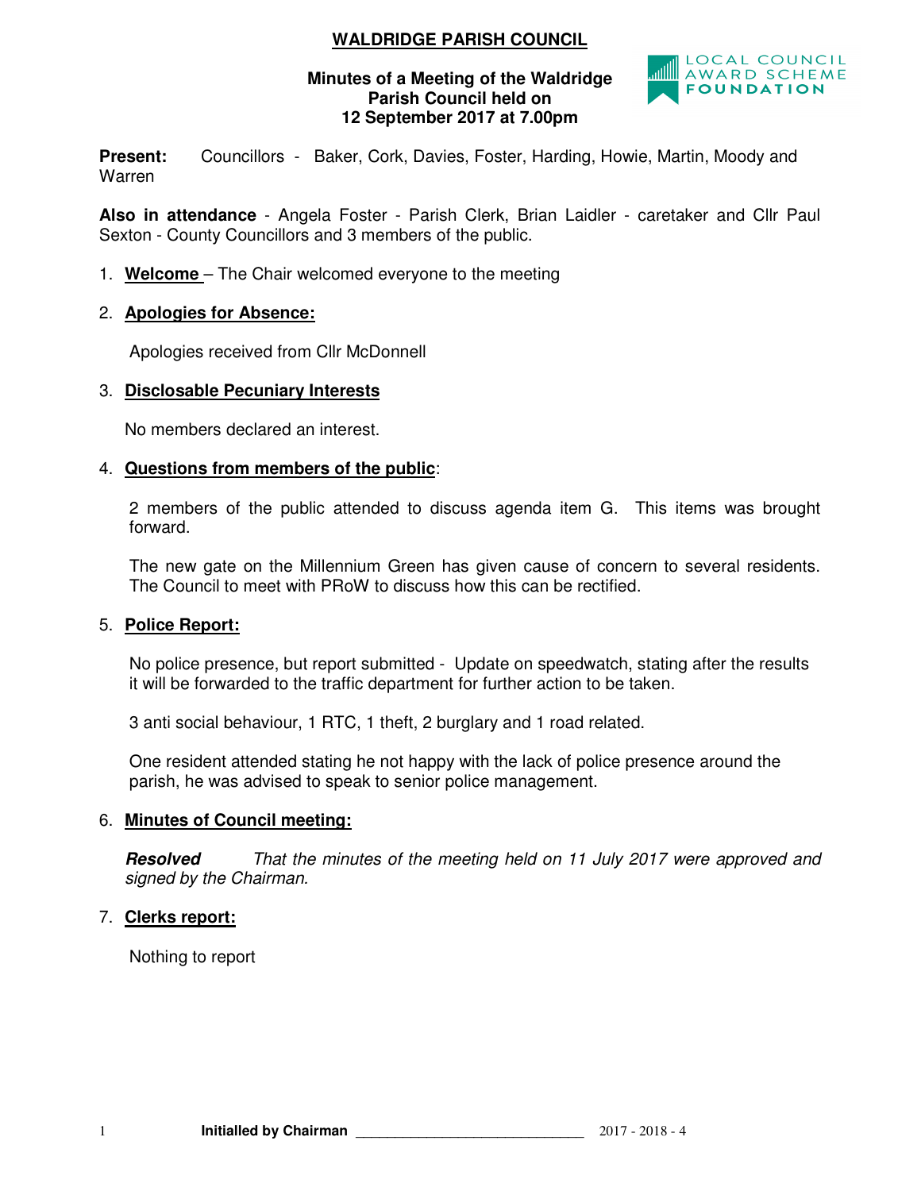# WALDRIDGE PARISH COUNCIL

**Minutes of a Meeting of the Waldridge Parish Council held on 12 September 2017 at 7.00pm**

LOCAL COUNCIL AWARD SCHEME FOUNDATION

**Present:** Councillors - Baker, Cork, Davies, Foster, Harding, Howie, Martin, Moody and Warren

**Also in attendance** - Angela Foster - Parish Clerk, Brian Laidler - caretaker and Cllr Paul Sexton - County Councillors and 3 members of the public.

1. **Welcome** – The Chair welcomed everyone to the meeting

2. **Apologies for Absence:**

   Apologies received from Cllr McDonnell

3. **Disclosable Pecuniary Interests**

   No members declared an interest.

4. **Questions from members of the public**:

   2 members of the public attended to discuss agenda item G. This items was brought forward.

   The new gate on the Millennium Green has given cause of concern to several residents. The Council to meet with PRoW to discuss how this can be rectified.

5. **Police Report:**

   No police presence, but report submitted - Update on speedwatch, stating after the results it will be forwarded to the traffic department for further action to be taken.

   3 anti social behaviour, 1 RTC, 1 theft, 2 burglary and 1 road related.

   One resident attended stating he not happy with the lack of police presence around the parish, he was advised to speak to senior police management.

6. **Minutes of Council meeting:**

   ***Resolved*** *That the minutes of the meeting held on 11 July 2017 were approved and signed by the Chairman.*

7. **Clerks report:**

   Nothing to report

**Initialled by Chairman** ______________________________ 2017 - 2018 - 4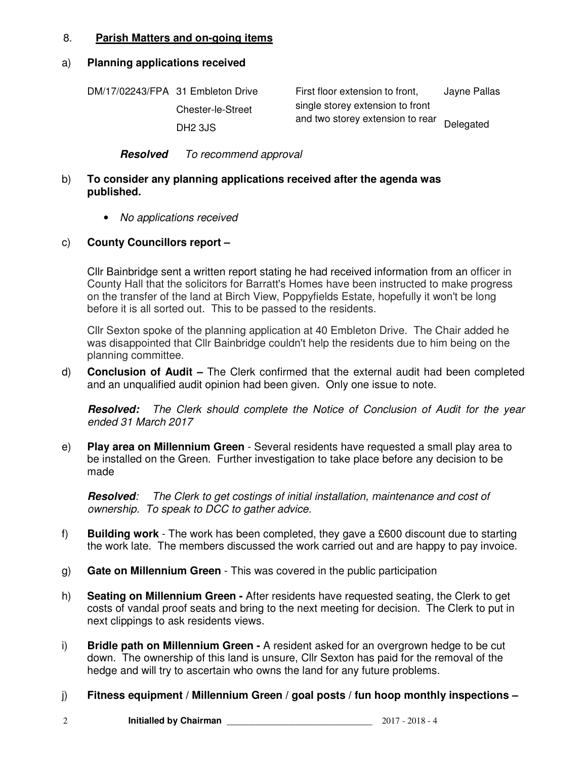8. **Parish Matters and on-going items**

a) **Planning applications received**

| | | | |
|---|---|---|---|
| DM/17/02243/FPA | 31 Embleton Drive<br>Chester-le-Street<br>DH2 3JS | First floor extension to front, single storey extension to front and two storey extension to rear | Jayne Pallas<br>Delegated |

***Resolved*** *To recommend approval*

b) **To consider any planning applications received after the agenda was published.**

- *No applications received*

c) **County Councillors report –**

Cllr Bainbridge sent a written report stating he had received information from an officer in County Hall that the solicitors for Barratt's Homes have been instructed to make progress on the transfer of the land at Birch View, Poppyfields Estate, hopefully it won't be long before it is all sorted out. This to be passed to the residents.

Cllr Sexton spoke of the planning application at 40 Embleton Drive. The Chair added he was disappointed that Cllr Bainbridge couldn't help the residents due to him being on the planning committee.

d) **Conclusion of Audit –** The Clerk confirmed that the external audit had been completed and an unqualified audit opinion had been given. Only one issue to note.

***Resolved:*** *The Clerk should complete the Notice of Conclusion of Audit for the year ended 31 March 2017*

e) **Play area on Millennium Green** - Several residents have requested a small play area to be installed on the Green. Further investigation to take place before any decision to be made

***Resolved***: *The Clerk to get costings of initial installation, maintenance and cost of ownership. To speak to DCC to gather advice.*

f) **Building work** - The work has been completed, they gave a £600 discount due to starting the work late. The members discussed the work carried out and are happy to pay invoice.

g) **Gate on Millennium Green** - This was covered in the public participation

h) **Seating on Millennium Green -** After residents have requested seating, the Clerk to get costs of vandal proof seats and bring to the next meeting for decision. The Clerk to put in next clippings to ask residents views.

i) **Bridle path on Millennium Green -** A resident asked for an overgrown hedge to be cut down. The ownership of this land is unsure, Cllr Sexton has paid for the removal of the hedge and will try to ascertain who owns the land for any future problems.

j) **Fitness equipment / Millennium Green / goal posts / fun hoop monthly inspections –**

**Initialled by Chairman** ______________________________ 2017 - 2018 - 4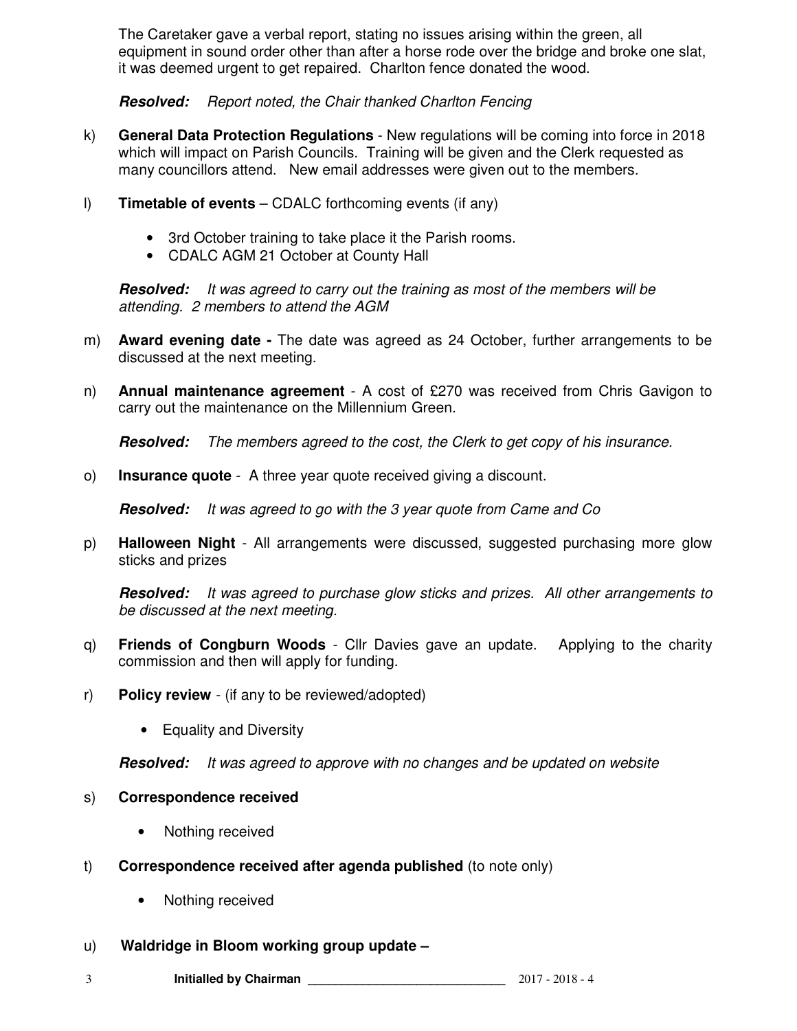The Caretaker gave a verbal report, stating no issues arising within the green, all equipment in sound order other than after a horse rode over the bridge and broke one slat, it was deemed urgent to get repaired. Charlton fence donated the wood.

***Resolved:*** *Report noted, the Chair thanked Charlton Fencing*

k) **General Data Protection Regulations** - New regulations will be coming into force in 2018 which will impact on Parish Councils. Training will be given and the Clerk requested as many councillors attend. New email addresses were given out to the members.

l) **Timetable of events** – CDALC forthcoming events (if any)

- 3rd October training to take place it the Parish rooms.
- CDALC AGM 21 October at County Hall

***Resolved:*** *It was agreed to carry out the training as most of the members will be attending. 2 members to attend the AGM*

m) **Award evening date -** The date was agreed as 24 October, further arrangements to be discussed at the next meeting.

n) **Annual maintenance agreement** - A cost of £270 was received from Chris Gavigon to carry out the maintenance on the Millennium Green.

***Resolved:*** *The members agreed to the cost, the Clerk to get copy of his insurance.*

o) **Insurance quote** - A three year quote received giving a discount.

***Resolved:*** *It was agreed to go with the 3 year quote from Came and Co*

p) **Halloween Night** - All arrangements were discussed, suggested purchasing more glow sticks and prizes

***Resolved:*** *It was agreed to purchase glow sticks and prizes. All other arrangements to be discussed at the next meeting.*

q) **Friends of Congburn Woods** - Cllr Davies gave an update. Applying to the charity commission and then will apply for funding.

r) **Policy review** - (if any to be reviewed/adopted)

- Equality and Diversity

***Resolved:*** *It was agreed to approve with no changes and be updated on website*

s) **Correspondence received**

- Nothing received

t) **Correspondence received after agenda published** (to note only)

- Nothing received

u) **Waldridge in Bloom working group update –**

**Initialled by Chairman** ____________________________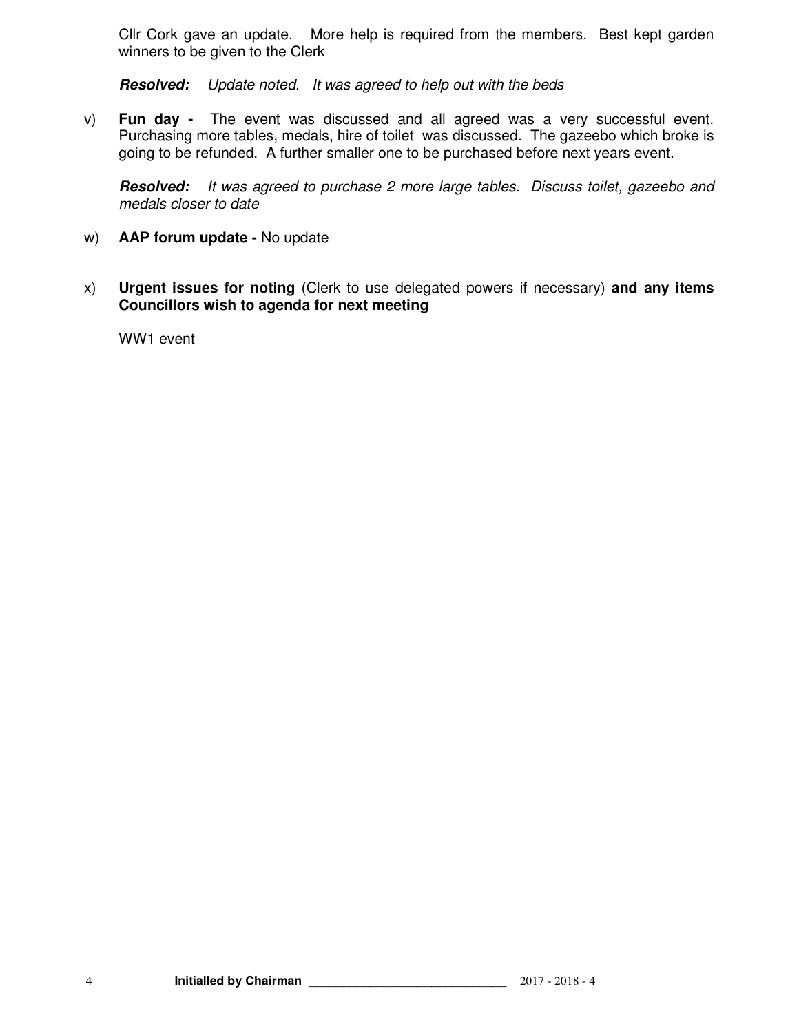Cllr Cork gave an update. More help is required from the members. Best kept garden winners to be given to the Clerk

***Resolved:*** *Update noted. It was agreed to help out with the beds*

v) **Fun day -** The event was discussed and all agreed was a very successful event. Purchasing more tables, medals, hire of toilet was discussed. The gazeebo which broke is going to be refunded. A further smaller one to be purchased before next years event.

***Resolved:*** *It was agreed to purchase 2 more large tables. Discuss toilet, gazeebo and medals closer to date*

w) **AAP forum update -** No update

x) **Urgent issues for noting** (Clerk to use delegated powers if necessary) **and any items Councillors wish to agenda for next meeting**

WW1 event

**Initialled by Chairman** ______________________________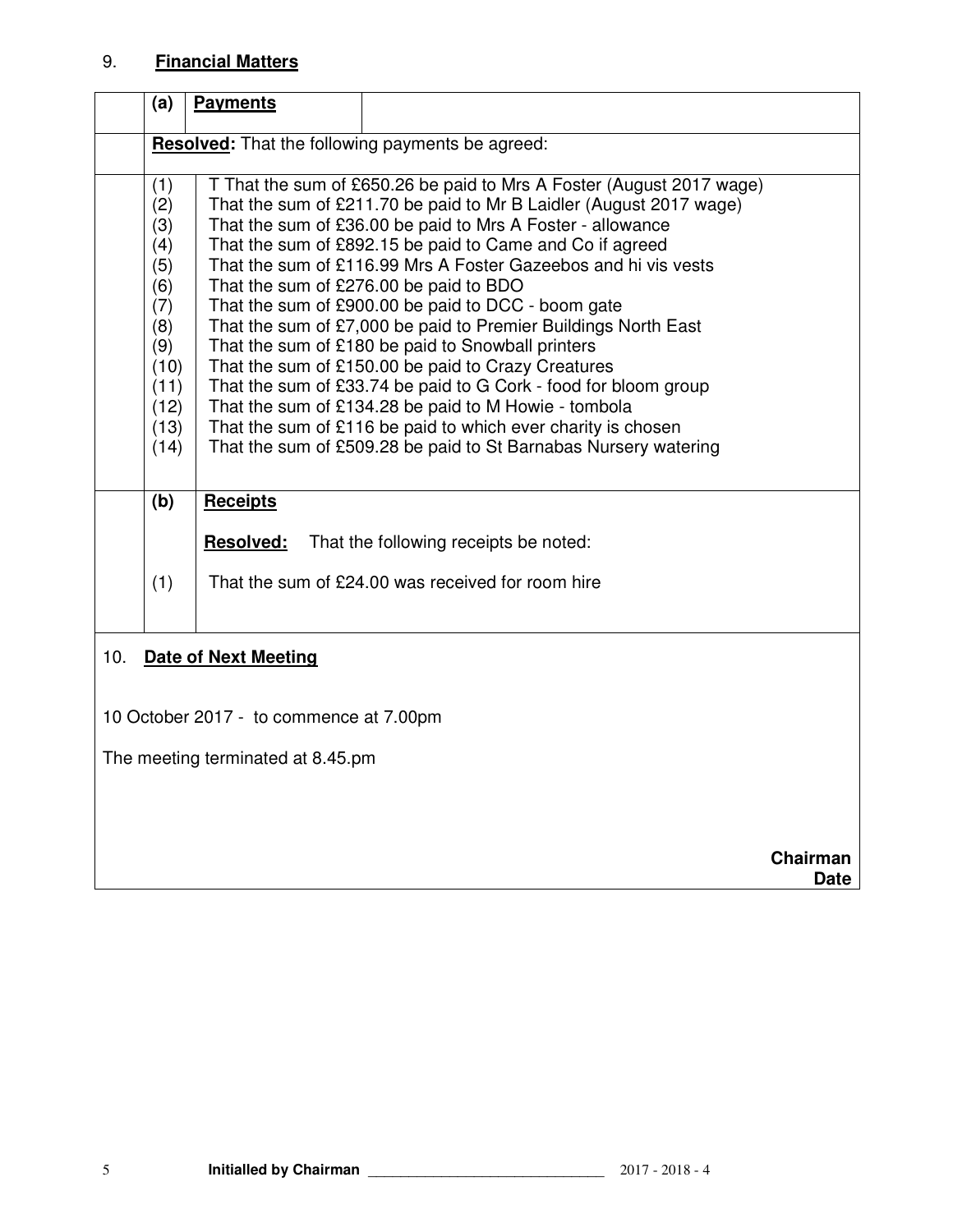## 9. **Financial Matters**

### (a) **Payments**

**Resolved:** That the following payments be agreed:

(1) T That the sum of £650.26 be paid to Mrs A Foster (August 2017 wage)
(2) That the sum of £211.70 be paid to Mr B Laidler (August 2017 wage)
(3) That the sum of £36.00 be paid to Mrs A Foster - allowance
(4) That the sum of £892.15 be paid to Came and Co if agreed
(5) That the sum of £116.99 Mrs A Foster Gazeebos and hi vis vests
(6) That the sum of £276.00 be paid to BDO
(7) That the sum of £900.00 be paid to DCC - boom gate
(8) That the sum of £7,000 be paid to Premier Buildings North East
(9) That the sum of £180 be paid to Snowball printers
(10) That the sum of £150.00 be paid to Crazy Creatures
(11) That the sum of £33.74 be paid to G Cork - food for bloom group
(12) That the sum of £134.28 be paid to M Howie - tombola
(13) That the sum of £116 be paid to which ever charity is chosen
(14) That the sum of £509.28 be paid to St Barnabas Nursery watering

### (b) **Receipts**

**Resolved:** That the following receipts be noted:

(1) That the sum of £24.00 was received for room hire

## 10. **Date of Next Meeting**

10 October 2017 - to commence at 7.00pm

The meeting terminated at 8.45.pm

**Chairman**
**Date**

**Initialled by Chairman** ______________________________ 2017 - 2018 - 4